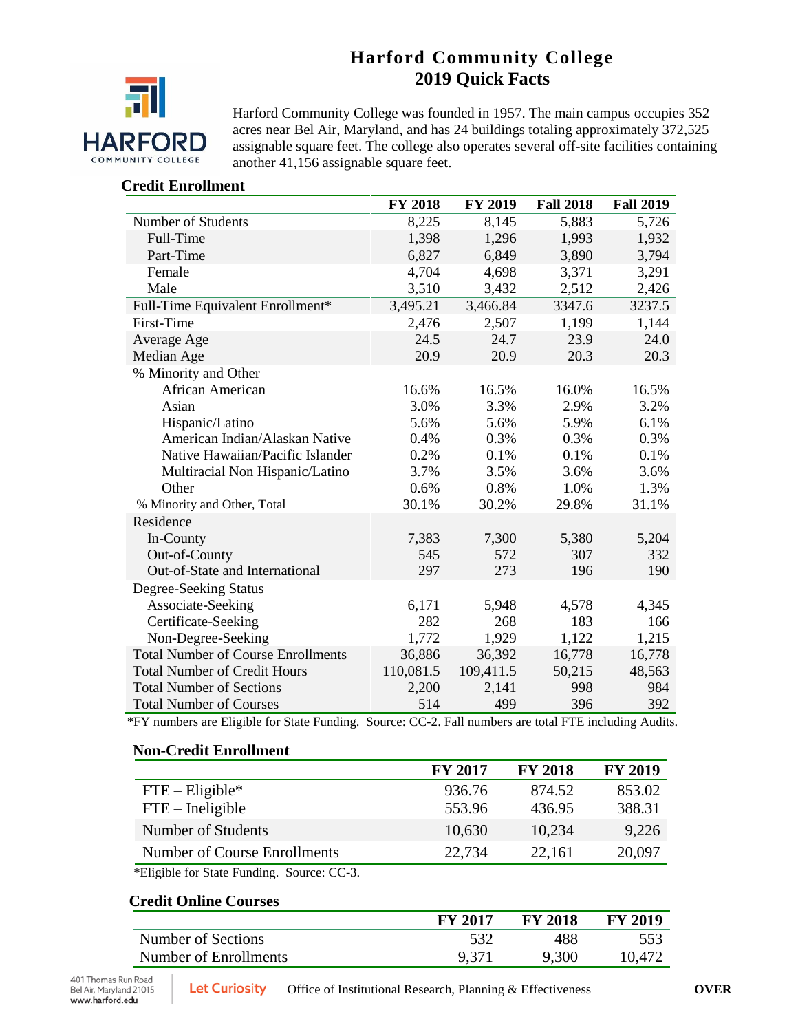# Harford Community College
## 2019 Quick Facts

Harford Community College was founded in 1957. The main campus occupies 352 acres near Bel Air, Maryland, and has 24 buildings totaling approximately 372,525 assignable square feet. The college also operates several off-site facilities containing another 41,156 assignable square feet.

### Credit Enrollment

| | FY 2018 | FY 2019 | Fall 2018 | Fall 2019 |
|---|---|---|---|---|
| Number of Students | 8,225 | 8,145 | 5,883 | 5,726 |
| Full-Time | 1,398 | 1,296 | 1,993 | 1,932 |
| Part-Time | 6,827 | 6,849 | 3,890 | 3,794 |
| Female | 4,704 | 4,698 | 3,371 | 3,291 |
| Male | 3,510 | 3,432 | 2,512 | 2,426 |
| Full-Time Equivalent Enrollment* | 3,495.21 | 3,466.84 | 3347.6 | 3237.5 |
| First-Time | 2,476 | 2,507 | 1,199 | 1,144 |
| Average Age | 24.5 | 24.7 | 23.9 | 24.0 |
| Median Age | 20.9 | 20.9 | 20.3 | 20.3 |
| % Minority and Other | | | | |
| African American | 16.6% | 16.5% | 16.0% | 16.5% |
| Asian | 3.0% | 3.3% | 2.9% | 3.2% |
| Hispanic/Latino | 5.6% | 5.6% | 5.9% | 6.1% |
| American Indian/Alaskan Native | 0.4% | 0.3% | 0.3% | 0.3% |
| Native Hawaiian/Pacific Islander | 0.2% | 0.1% | 0.1% | 0.1% |
| Multiracial Non Hispanic/Latino | 3.7% | 3.5% | 3.6% | 3.6% |
| Other | 0.6% | 0.8% | 1.0% | 1.3% |
| % Minority and Other, Total | 30.1% | 30.2% | 29.8% | 31.1% |
| Residence | | | | |
| In-County | 7,383 | 7,300 | 5,380 | 5,204 |
| Out-of-County | 545 | 572 | 307 | 332 |
| Out-of-State and International | 297 | 273 | 196 | 190 |
| Degree-Seeking Status | | | | |
| Associate-Seeking | 6,171 | 5,948 | 4,578 | 4,345 |
| Certificate-Seeking | 282 | 268 | 183 | 166 |
| Non-Degree-Seeking | 1,772 | 1,929 | 1,122 | 1,215 |
| Total Number of Course Enrollments | 36,886 | 36,392 | 16,778 | 16,778 |
| Total Number of Credit Hours | 110,081.5 | 109,411.5 | 50,215 | 48,563 |
| Total Number of Sections | 2,200 | 2,141 | 998 | 984 |
| Total Number of Courses | 514 | 499 | 396 | 392 |

*FY numbers are Eligible for State Funding. Source: CC-2. Fall numbers are total FTE including Audits.

### Non-Credit Enrollment

| | FY 2017 | FY 2018 | FY 2019 |
|---|---|---|---|
| FTE – Eligible* | 936.76 | 874.52 | 853.02 |
| FTE – Ineligible | 553.96 | 436.95 | 388.31 |
| Number of Students | 10,630 | 10,234 | 9,226 |
| Number of Course Enrollments | 22,734 | 22,161 | 20,097 |

*Eligible for State Funding. Source: CC-3.

### Credit Online Courses

| | FY 2017 | FY 2018 | FY 2019 |
|---|---|---|---|
| Number of Sections | 532 | 488 | 553 |
| Number of Enrollments | 9,371 | 9,300 | 10,472 |

401 Thomas Run Road
Bel Air, Maryland 21015
www.harford.edu

Let Curiosity

Office of Institutional Research, Planning & Effectiveness

OVER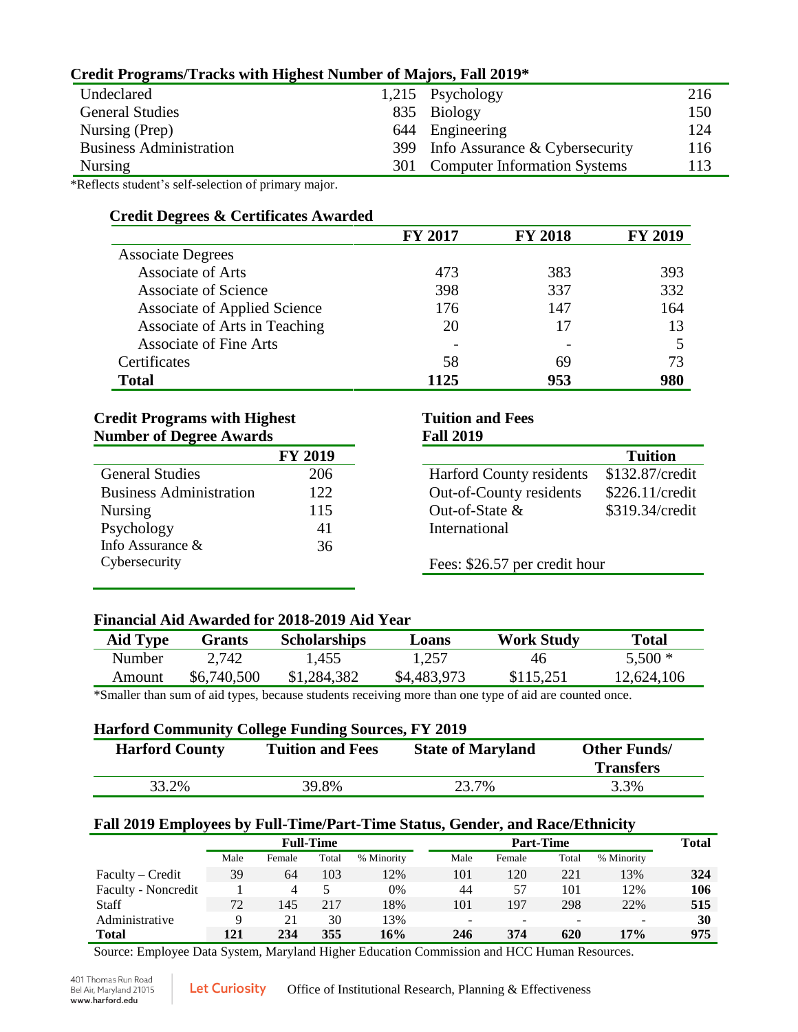### Credit Programs/Tracks with Highest Number of Majors, Fall 2019*

| | | | |
|---|---|---|---|
| Undeclared | 1,215 | Psychology | 216 |
| General Studies | 835 | Biology | 150 |
| Nursing (Prep) | 644 | Engineering | 124 |
| Business Administration | 399 | Info Assurance & Cybersecurity | 116 |
| Nursing | 301 | Computer Information Systems | 113 |

*Reflects student's self-selection of primary major.

### Credit Degrees & Certificates Awarded

| | FY 2017 | FY 2018 | FY 2019 |
|---|---|---|---|
| Associate Degrees | | | |
| Associate of Arts | 473 | 383 | 393 |
| Associate of Science | 398 | 337 | 332 |
| Associate of Applied Science | 176 | 147 | 164 |
| Associate of Arts in Teaching | 20 | 17 | 13 |
| Associate of Fine Arts | - | - | 5 |
| Certificates | 58 | 69 | 73 |
| **Total** | **1125** | **953** | **980** |

### Credit Programs with Highest Number of Degree Awards

| | FY 2019 |
|---|---|
| General Studies | 206 |
| Business Administration | 122 |
| Nursing | 115 |
| Psychology | 41 |
| Info Assurance & Cybersecurity | 36 |

### Tuition and Fees Fall 2019

| | Tuition |
|---|---|
| Harford County residents | $132.87/credit |
| Out-of-County residents | $226.11/credit |
| Out-of-State & International | $319.34/credit |

Fees: $26.57 per credit hour

### Financial Aid Awarded for 2018-2019 Aid Year

| Aid Type | Grants | Scholarships | Loans | Work Study | Total |
|---|---|---|---|---|---|
| Number | 2,742 | 1,455 | 1,257 | 46 | 5,500 * |
| Amount | $6,740,500 | $1,284,382 | $4,483,973 | $115,251 | 12,624,106 |

*Smaller than sum of aid types, because students receiving more than one type of aid are counted once.

### Harford Community College Funding Sources, FY 2019

| Harford County | Tuition and Fees | State of Maryland | Other Funds/ Transfers |
|---|---|---|---|
| 33.2% | 39.8% | 23.7% | 3.3% |

### Fall 2019 Employees by Full-Time/Part-Time Status, Gender, and Race/Ethnicity

| | Full-Time | | | | Part-Time | | | | Total |
|---|---|---|---|---|---|---|---|---|---|
| | Male | Female | Total | % Minority | Male | Female | Total | % Minority | |
| Faculty – Credit | 39 | 64 | 103 | 12% | 101 | 120 | 221 | 13% | **324** |
| Faculty - Noncredit | 1 | 4 | 5 | 0% | 44 | 57 | 101 | 12% | **106** |
| Staff | 72 | 145 | 217 | 18% | 101 | 197 | 298 | 22% | **515** |
| Administrative | 9 | 21 | 30 | 13% | - | - | - | - | **30** |
| **Total** | **121** | **234** | **355** | **16%** | **246** | **374** | **620** | **17%** | **975** |

Source: Employee Data System, Maryland Higher Education Commission and HCC Human Resources.

401 Thomas Run Road
Bel Air, Maryland 21015
www.harford.edu

Let Curiosity

Office of Institutional Research, Planning & Effectiveness